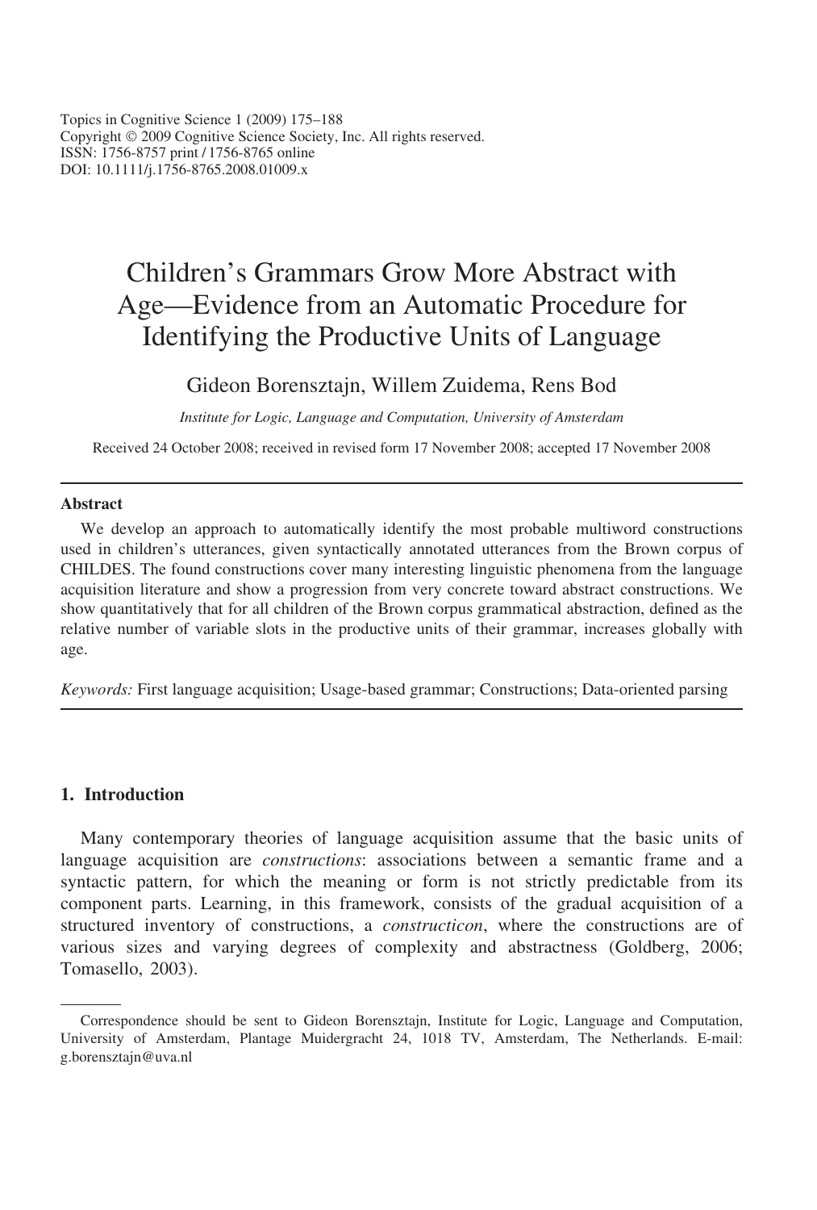Topics in Cognitive Science 1 (2009) 175–188
Copyright © 2009 Cognitive Science Society, Inc. All rights reserved.
ISSN: 1756-8757 print / 1756-8765 online
DOI: 10.1111/j.1756-8765.2008.01009.x

# Children's Grammars Grow More Abstract with Age—Evidence from an Automatic Procedure for Identifying the Productive Units of Language

Gideon Borensztajn, Willem Zuidema, Rens Bod

*Institute for Logic, Language and Computation, University of Amsterdam*

Received 24 October 2008; received in revised form 17 November 2008; accepted 17 November 2008

---

**Abstract**

We develop an approach to automatically identify the most probable multiword constructions used in children's utterances, given syntactically annotated utterances from the Brown corpus of CHILDES. The found constructions cover many interesting linguistic phenomena from the language acquisition literature and show a progression from very concrete toward abstract constructions. We show quantitatively that for all children of the Brown corpus grammatical abstraction, defined as the relative number of variable slots in the productive units of their grammar, increases globally with age.

*Keywords:* First language acquisition; Usage-based grammar; Constructions; Data-oriented parsing

---

## 1. Introduction

Many contemporary theories of language acquisition assume that the basic units of language acquisition are *constructions*: associations between a semantic frame and a syntactic pattern, for which the meaning or form is not strictly predictable from its component parts. Learning, in this framework, consists of the gradual acquisition of a structured inventory of constructions, a *constructicon*, where the constructions are of various sizes and varying degrees of complexity and abstractness (Goldberg, 2006; Tomasello, 2003).

---

Correspondence should be sent to Gideon Borensztajn, Institute for Logic, Language and Computation, University of Amsterdam, Plantage Muidergracht 24, 1018 TV, Amsterdam, The Netherlands. E-mail: g.borensztajn@uva.nl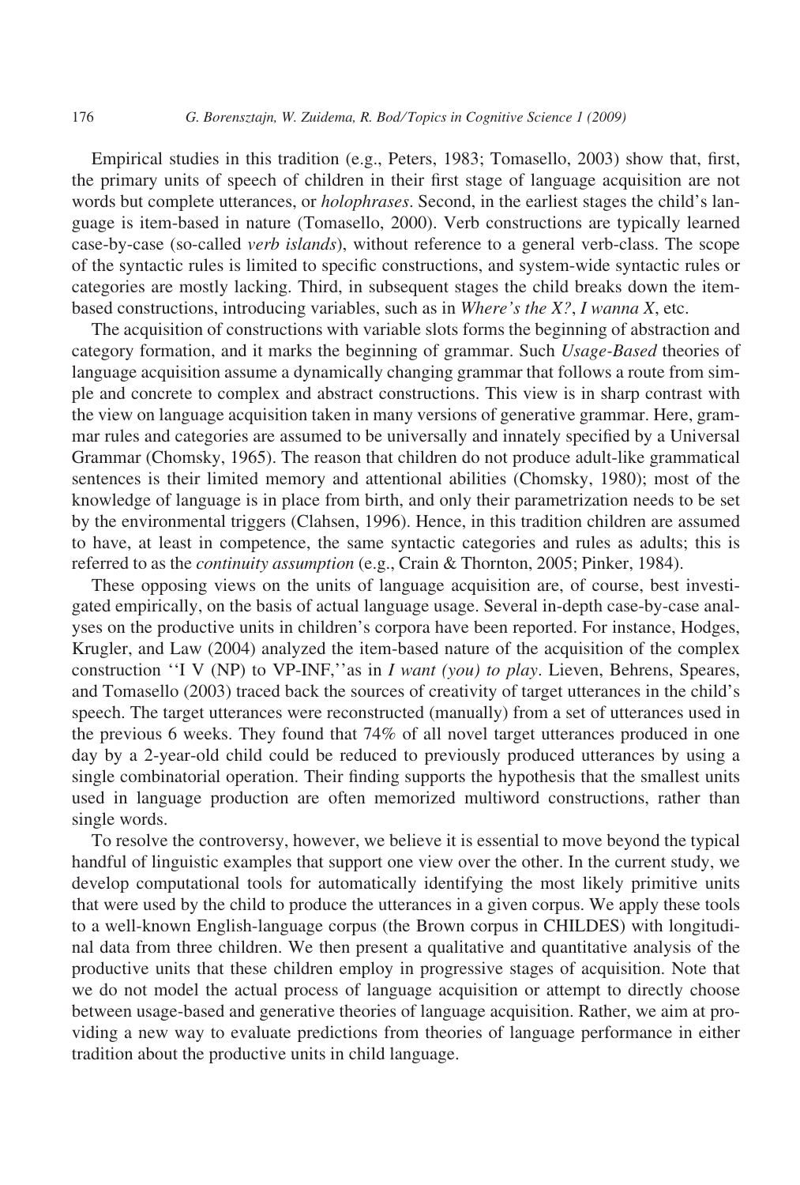Empirical studies in this tradition (e.g., Peters, 1983; Tomasello, 2003) show that, first, the primary units of speech of children in their first stage of language acquisition are not words but complete utterances, or *holophrases*. Second, in the earliest stages the child's language is item-based in nature (Tomasello, 2000). Verb constructions are typically learned case-by-case (so-called *verb islands*), without reference to a general verb-class. The scope of the syntactic rules is limited to specific constructions, and system-wide syntactic rules or categories are mostly lacking. Third, in subsequent stages the child breaks down the item-based constructions, introducing variables, such as in *Where's the X?*, *I wanna X*, etc.

The acquisition of constructions with variable slots forms the beginning of abstraction and category formation, and it marks the beginning of grammar. Such *Usage-Based* theories of language acquisition assume a dynamically changing grammar that follows a route from simple and concrete to complex and abstract constructions. This view is in sharp contrast with the view on language acquisition taken in many versions of generative grammar. Here, grammar rules and categories are assumed to be universally and innately specified by a Universal Grammar (Chomsky, 1965). The reason that children do not produce adult-like grammatical sentences is their limited memory and attentional abilities (Chomsky, 1980); most of the knowledge of language is in place from birth, and only their parametrization needs to be set by the environmental triggers (Clahsen, 1996). Hence, in this tradition children are assumed to have, at least in competence, the same syntactic categories and rules as adults; this is referred to as the *continuity assumption* (e.g., Crain & Thornton, 2005; Pinker, 1984).

These opposing views on the units of language acquisition are, of course, best investigated empirically, on the basis of actual language usage. Several in-depth case-by-case analyses on the productive units in children's corpora have been reported. For instance, Hodges, Krugler, and Law (2004) analyzed the item-based nature of the acquisition of the complex construction ''I V (NP) to VP-INF,''as in *I want (you) to play*. Lieven, Behrens, Speares, and Tomasello (2003) traced back the sources of creativity of target utterances in the child's speech. The target utterances were reconstructed (manually) from a set of utterances used in the previous 6 weeks. They found that 74% of all novel target utterances produced in one day by a 2-year-old child could be reduced to previously produced utterances by using a single combinatorial operation. Their finding supports the hypothesis that the smallest units used in language production are often memorized multiword constructions, rather than single words.

To resolve the controversy, however, we believe it is essential to move beyond the typical handful of linguistic examples that support one view over the other. In the current study, we develop computational tools for automatically identifying the most likely primitive units that were used by the child to produce the utterances in a given corpus. We apply these tools to a well-known English-language corpus (the Brown corpus in CHILDES) with longitudinal data from three children. We then present a qualitative and quantitative analysis of the productive units that these children employ in progressive stages of acquisition. Note that we do not model the actual process of language acquisition or attempt to directly choose between usage-based and generative theories of language acquisition. Rather, we aim at providing a new way to evaluate predictions from theories of language performance in either tradition about the productive units in child language.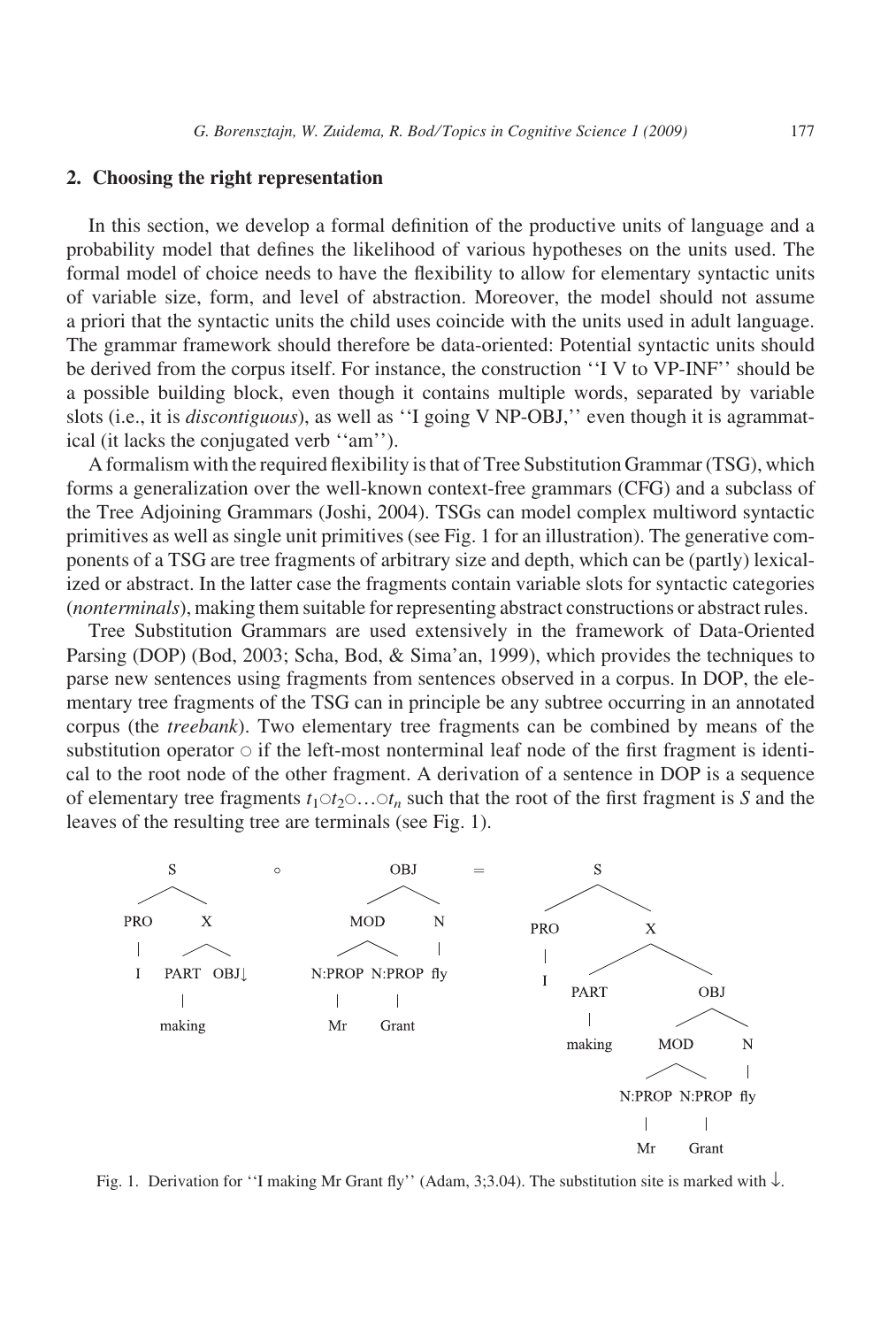## 2. Choosing the right representation

In this section, we develop a formal definition of the productive units of language and a probability model that defines the likelihood of various hypotheses on the units used. The formal model of choice needs to have the flexibility to allow for elementary syntactic units of variable size, form, and level of abstraction. Moreover, the model should not assume a priori that the syntactic units the child uses coincide with the units used in adult language. The grammar framework should therefore be data-oriented: Potential syntactic units should be derived from the corpus itself. For instance, the construction ''I V to VP-INF'' should be a possible building block, even though it contains multiple words, separated by variable slots (i.e., it is *discontiguous*), as well as ''I going V NP-OBJ,'' even though it is agrammatical (it lacks the conjugated verb ''am'').

A formalism with the required flexibility is that of Tree Substitution Grammar (TSG), which forms a generalization over the well-known context-free grammars (CFG) and a subclass of the Tree Adjoining Grammars (Joshi, 2004). TSGs can model complex multiword syntactic primitives as well as single unit primitives (see Fig. 1 for an illustration). The generative components of a TSG are tree fragments of arbitrary size and depth, which can be (partly) lexicalized or abstract. In the latter case the fragments contain variable slots for syntactic categories (*nonterminals*), making them suitable for representing abstract constructions or abstract rules.

Tree Substitution Grammars are used extensively in the framework of Data-Oriented Parsing (DOP) (Bod, 2003; Scha, Bod, & Sima'an, 1999), which provides the techniques to parse new sentences using fragments from sentences observed in a corpus. In DOP, the elementary tree fragments of the TSG can in principle be any subtree occurring in an annotated corpus (the *treebank*). Two elementary tree fragments can be combined by means of the substitution operator $\circ$ if the left-most nonterminal leaf node of the first fragment is identical to the root node of the other fragment. A derivation of a sentence in DOP is a sequence of elementary tree fragments $t_1 \circ t_2 \circ \ldots \circ t_n$ such that the root of the first fragment is *S* and the leaves of the resulting tree are terminals (see Fig. 1).

S ∘ OBJ = S

PRO X | I PART OBJ↓ | making

MOD N | N:PROP N:PROP fly | Mr Grant

PRO X | I PART OBJ | making MOD N | N:PROP N:PROP fly | Mr Grant

Fig. 1. Derivation for ''I making Mr Grant fly'' (Adam, 3;3.04). The substitution site is marked with ↓.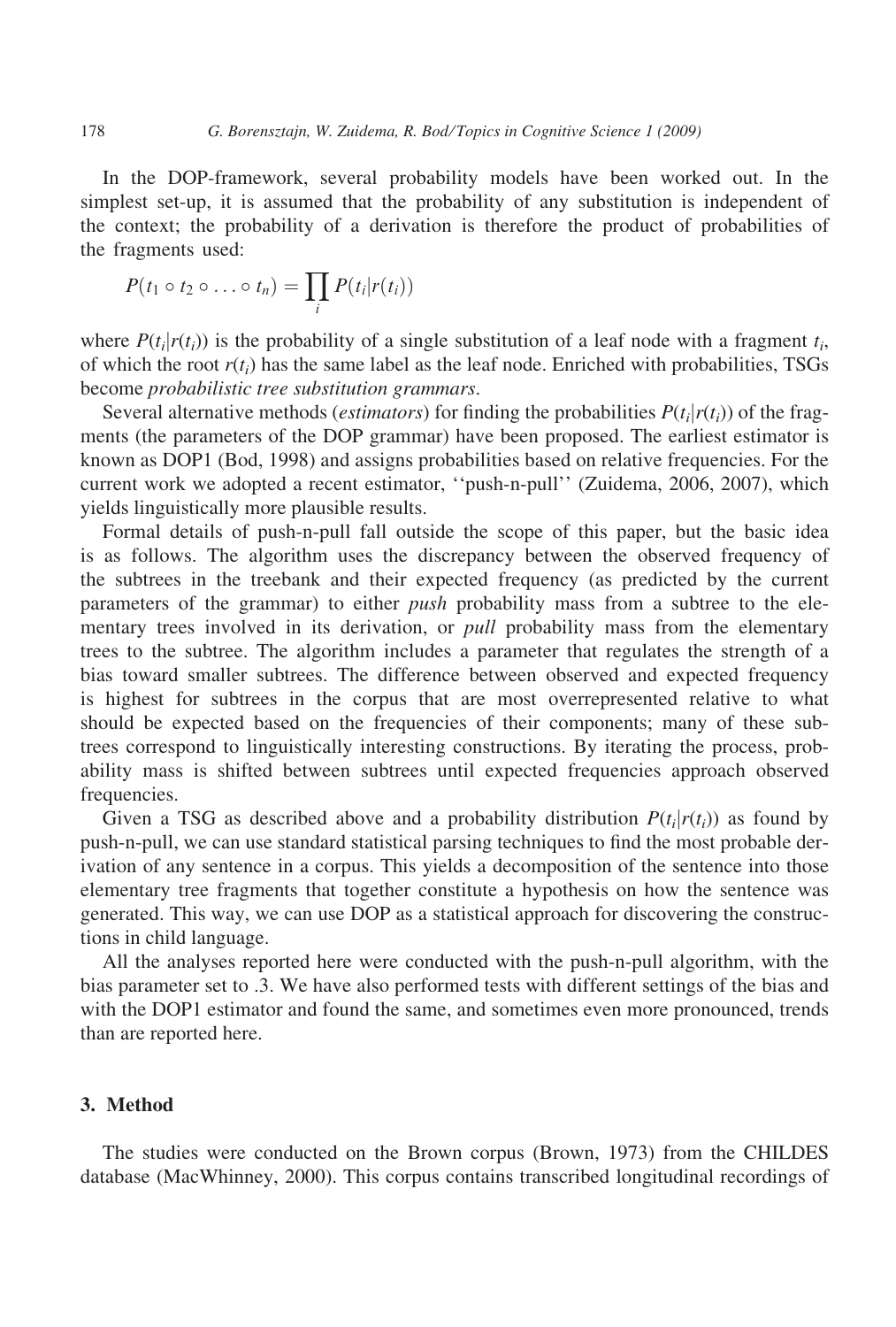In the DOP-framework, several probability models have been worked out. In the simplest set-up, it is assumed that the probability of any substitution is independent of the context; the probability of a derivation is therefore the product of probabilities of the fragments used:

$$P(t_1 \circ t_2 \circ \ldots \circ t_n) = \prod_i P(t_i | r(t_i))$$

where $P(t_i|r(t_i))$ is the probability of a single substitution of a leaf node with a fragment $t_i$, of which the root $r(t_i)$ has the same label as the leaf node. Enriched with probabilities, TSGs become *probabilistic tree substitution grammars*.

Several alternative methods (*estimators*) for finding the probabilities $P(t_i|r(t_i))$ of the fragments (the parameters of the DOP grammar) have been proposed. The earliest estimator is known as DOP1 (Bod, 1998) and assigns probabilities based on relative frequencies. For the current work we adopted a recent estimator, ''push-n-pull'' (Zuidema, 2006, 2007), which yields linguistically more plausible results.

Formal details of push-n-pull fall outside the scope of this paper, but the basic idea is as follows. The algorithm uses the discrepancy between the observed frequency of the subtrees in the treebank and their expected frequency (as predicted by the current parameters of the grammar) to either *push* probability mass from a subtree to the elementary trees involved in its derivation, or *pull* probability mass from the elementary trees to the subtree. The algorithm includes a parameter that regulates the strength of a bias toward smaller subtrees. The difference between observed and expected frequency is highest for subtrees in the corpus that are most overrepresented relative to what should be expected based on the frequencies of their components; many of these subtrees correspond to linguistically interesting constructions. By iterating the process, probability mass is shifted between subtrees until expected frequencies approach observed frequencies.

Given a TSG as described above and a probability distribution $P(t_i|r(t_i))$ as found by push-n-pull, we can use standard statistical parsing techniques to find the most probable derivation of any sentence in a corpus. This yields a decomposition of the sentence into those elementary tree fragments that together constitute a hypothesis on how the sentence was generated. This way, we can use DOP as a statistical approach for discovering the constructions in child language.

All the analyses reported here were conducted with the push-n-pull algorithm, with the bias parameter set to .3. We have also performed tests with different settings of the bias and with the DOP1 estimator and found the same, and sometimes even more pronounced, trends than are reported here.

## 3. Method

The studies were conducted on the Brown corpus (Brown, 1973) from the CHILDES database (MacWhinney, 2000). This corpus contains transcribed longitudinal recordings of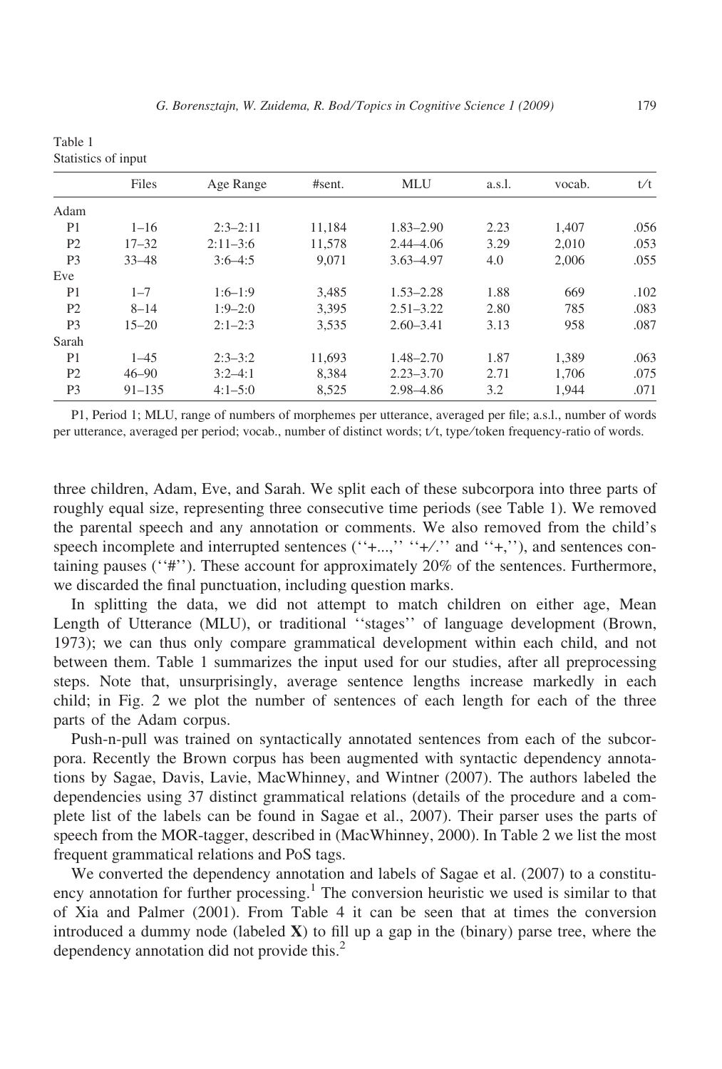Table 1
Statistics of input

| | Files | Age Range | #sent. | MLU | a.s.l. | vocab. | t/t |
|---|---|---|---|---|---|---|---|
| Adam | | | | | | | |
| P1 | 1–16 | 2:3–2:11 | 11,184 | 1.83–2.90 | 2.23 | 1,407 | .056 |
| P2 | 17–32 | 2:11–3:6 | 11,578 | 2.44–4.06 | 3.29 | 2,010 | .053 |
| P3 | 33–48 | 3:6–4:5 | 9,071 | 3.63–4.97 | 4.0 | 2,006 | .055 |
| Eve | | | | | | | |
| P1 | 1–7 | 1:6–1:9 | 3,485 | 1.53–2.28 | 1.88 | 669 | .102 |
| P2 | 8–14 | 1:9–2:0 | 3,395 | 2.51–3.22 | 2.80 | 785 | .083 |
| P3 | 15–20 | 2:1–2:3 | 3,535 | 2.60–3.41 | 3.13 | 958 | .087 |
| Sarah | | | | | | | |
| P1 | 1–45 | 2:3–3:2 | 11,693 | 1.48–2.70 | 1.87 | 1,389 | .063 |
| P2 | 46–90 | 3:2–4:1 | 8,384 | 2.23–3.70 | 2.71 | 1,706 | .075 |
| P3 | 91–135 | 4:1–5:0 | 8,525 | 2.98–4.86 | 3.2 | 1,944 | .071 |

P1, Period 1; MLU, range of numbers of morphemes per utterance, averaged per file; a.s.l., number of words per utterance, averaged per period; vocab., number of distinct words; t/t, type/token frequency-ratio of words.

three children, Adam, Eve, and Sarah. We split each of these subcorpora into three parts of roughly equal size, representing three consecutive time periods (see Table 1). We removed the parental speech and any annotation or comments. We also removed from the child's speech incomplete and interrupted sentences (''+...,'' ''+/.'' and ''+,''), and sentences containing pauses (''#''). These account for approximately 20% of the sentences. Furthermore, we discarded the final punctuation, including question marks.

In splitting the data, we did not attempt to match children on either age, Mean Length of Utterance (MLU), or traditional ''stages'' of language development (Brown, 1973); we can thus only compare grammatical development within each child, and not between them. Table 1 summarizes the input used for our studies, after all preprocessing steps. Note that, unsurprisingly, average sentence lengths increase markedly in each child; in Fig. 2 we plot the number of sentences of each length for each of the three parts of the Adam corpus.

Push-n-pull was trained on syntactically annotated sentences from each of the subcorpora. Recently the Brown corpus has been augmented with syntactic dependency annotations by Sagae, Davis, Lavie, MacWhinney, and Wintner (2007). The authors labeled the dependencies using 37 distinct grammatical relations (details of the procedure and a complete list of the labels can be found in Sagae et al., 2007). Their parser uses the parts of speech from the MOR-tagger, described in (MacWhinney, 2000). In Table 2 we list the most frequent grammatical relations and PoS tags.

We converted the dependency annotation and labels of Sagae et al. (2007) to a constituency annotation for further processing.[1] The conversion heuristic we used is similar to that of Xia and Palmer (2001). From Table 4 it can be seen that at times the conversion introduced a dummy node (labeled **X**) to fill up a gap in the (binary) parse tree, where the dependency annotation did not provide this.[2]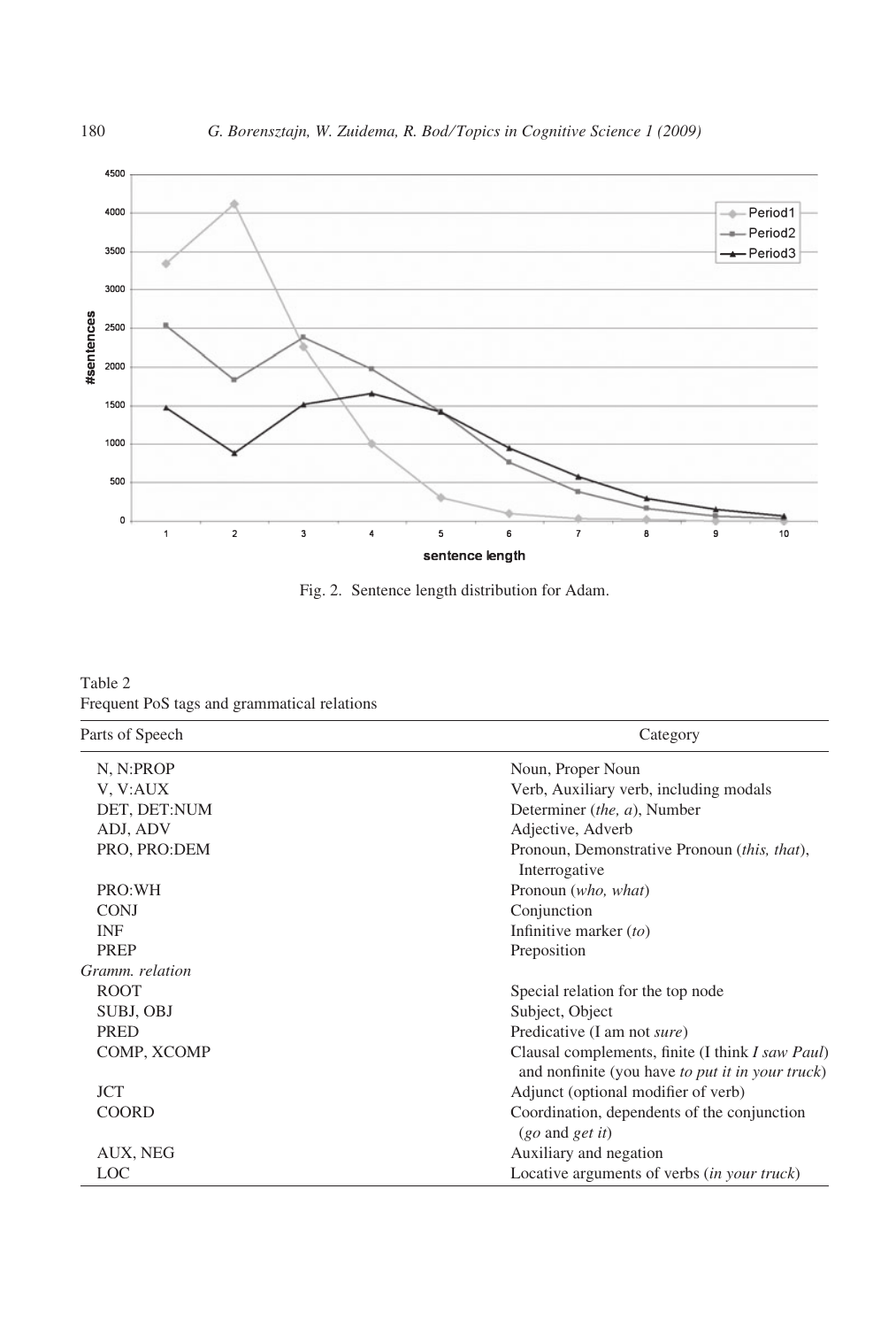Fig. 2. Sentence length distribution for Adam.

Table 2
Frequent PoS tags and grammatical relations

| Parts of Speech | Category |
| --- | --- |
| N, N:PROP | Noun, Proper Noun |
| V, V:AUX | Verb, Auxiliary verb, including modals |
| DET, DET:NUM | Determiner (*the, a*), Number |
| ADJ, ADV | Adjective, Adverb |
| PRO, PRO:DEM | Pronoun, Demonstrative Pronoun (*this, that*), Interrogative |
| PRO:WH | Pronoun (*who, what*) |
| CONJ | Conjunction |
| INF | Infinitive marker (*to*) |
| PREP | Preposition |
| *Gramm. relation* | |
| ROOT | Special relation for the top node |
| SUBJ, OBJ | Subject, Object |
| PRED | Predicative (I am not *sure*) |
| COMP, XCOMP | Clausal complements, finite (I think *I saw Paul*) and nonfinite (you have *to put it in your truck*) |
| JCT | Adjunct (optional modifier of verb) |
| COORD | Coordination, dependents of the conjunction (*go* and *get it*) |
| AUX, NEG | Auxiliary and negation |
| LOC | Locative arguments of verbs (*in your truck*) |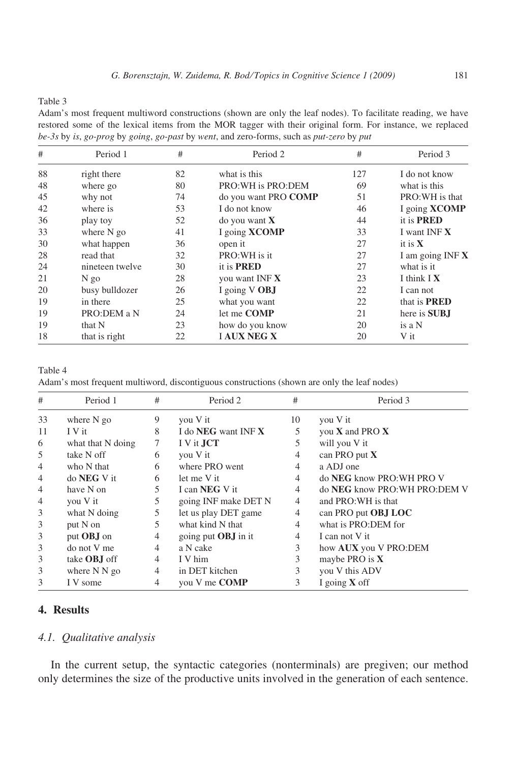Table 3

Adam's most frequent multiword constructions (shown are only the leaf nodes). To facilitate reading, we have restored some of the lexical items from the MOR tagger with their original form. For instance, we replaced *be-3s* by *is*, *go-prog* by *going*, *go-past* by *went*, and zero-forms, such as *put-zero* by *put*

| # | Period 1 | # | Period 2 | # | Period 3 |
|---|---|---|---|---|---|
| 88 | right there | 82 | what is this | 127 | I do not know |
| 48 | where go | 80 | PRO:WH is PRO:DEM | 69 | what is this |
| 45 | why not | 74 | do you want PRO **COMP** | 51 | PRO:WH is that |
| 42 | where is | 53 | I do not know | 46 | I going **XCOMP** |
| 36 | play toy | 52 | do you want **X** | 44 | it is **PRED** |
| 33 | where N go | 41 | I going **XCOMP** | 33 | I want INF **X** |
| 30 | what happen | 36 | open it | 27 | it is **X** |
| 28 | read that | 32 | PRO:WH is it | 27 | I am going INF **X** |
| 24 | nineteen twelve | 30 | it is **PRED** | 27 | what is it |
| 21 | N go | 28 | you want INF **X** | 23 | I think I **X** |
| 20 | busy bulldozer | 26 | I going V **OBJ** | 22 | I can not |
| 19 | in there | 25 | what you want | 22 | that is **PRED** |
| 19 | PRO:DEM a N | 24 | let me **COMP** | 21 | here is **SUBJ** |
| 19 | that N | 23 | how do you know | 20 | is a N |
| 18 | that is right | 22 | **I AUX NEG X** | 20 | V it |

Table 4

Adam's most frequent multiword, discontiguous constructions (shown are only the leaf nodes)

| # | Period 1 | # | Period 2 | # | Period 3 |
|---|---|---|---|---|---|
| 33 | where N go | 9 | you V it | 10 | you V it |
| 11 | I V it | 8 | I do **NEG** want INF **X** | 5 | you **X** and PRO **X** |
| 6 | what that N doing | 7 | I V it **JCT** | 5 | will you V it |
| 5 | take N off | 6 | you V it | 4 | can PRO put **X** |
| 4 | who N that | 6 | where PRO went | 4 | a ADJ one |
| 4 | do **NEG** V it | 6 | let me V it | 4 | do **NEG** know PRO:WH PRO V |
| 4 | have N on | 5 | I can **NEG** V it | 4 | do **NEG** know PRO:WH PRO:DEM V |
| 4 | you V it | 5 | going INF make DET N | 4 | and PRO:WH is that |
| 3 | what N doing | 5 | let us play DET game | 4 | can PRO put **OBJ LOC** |
| 3 | put N on | 5 | what kind N that | 4 | what is PRO:DEM for |
| 3 | put **OBJ** on | 4 | going put **OBJ** in it | 4 | I can not V it |
| 3 | do not V me | 4 | a N cake | 3 | how **AUX** you V PRO:DEM |
| 3 | take **OBJ** off | 4 | I V him | 3 | maybe PRO is **X** |
| 3 | where N N go | 4 | in DET kitchen | 3 | you V this ADV |
| 3 | I V some | 4 | you V me **COMP** | 3 | I going **X** off |

## 4. Results

### 4.1. Qualitative analysis

In the current setup, the syntactic categories (nonterminals) are pregiven; our method only determines the size of the productive units involved in the generation of each sentence.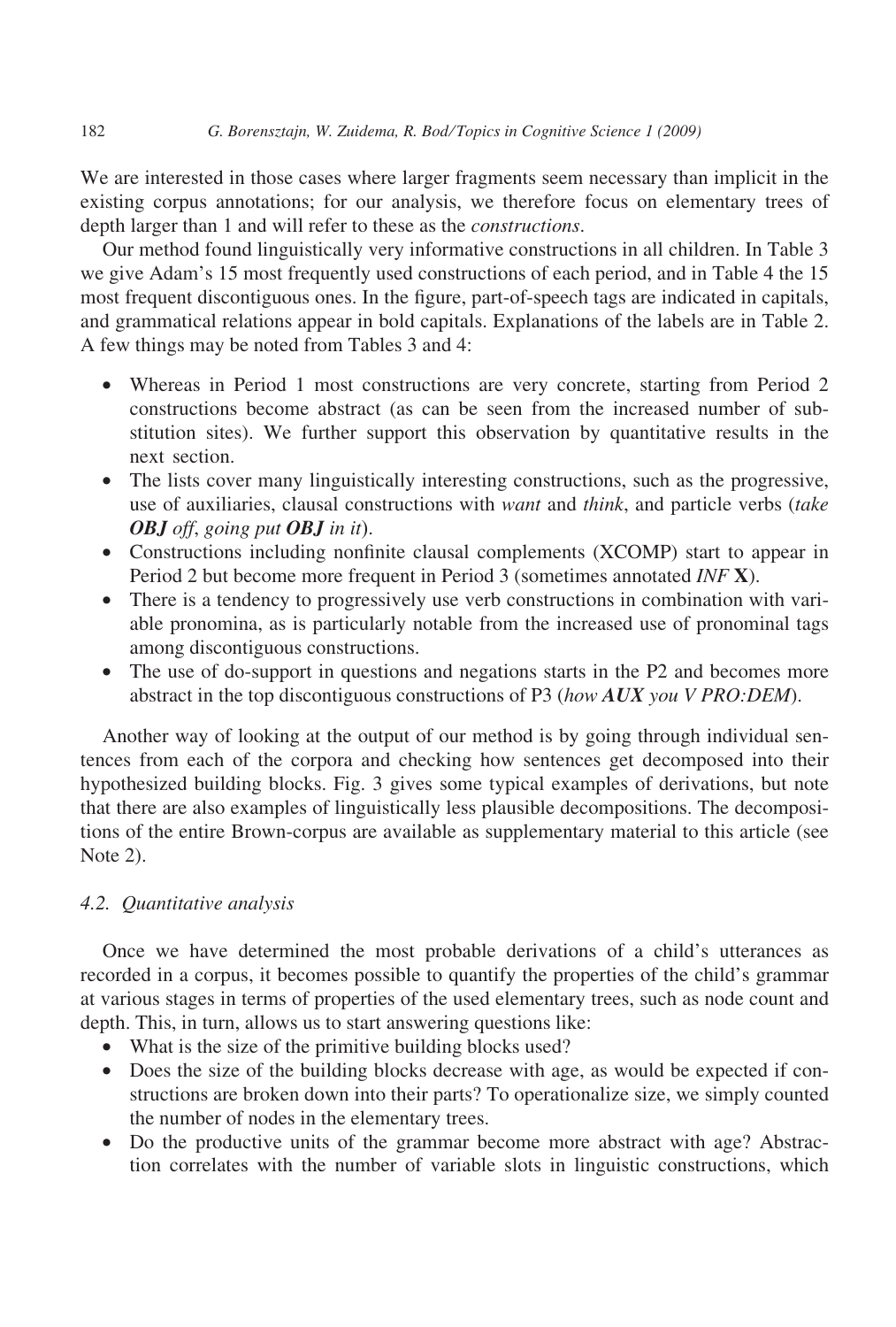We are interested in those cases where larger fragments seem necessary than implicit in the existing corpus annotations; for our analysis, we therefore focus on elementary trees of depth larger than 1 and will refer to these as the *constructions*.

Our method found linguistically very informative constructions in all children. In Table 3 we give Adam's 15 most frequently used constructions of each period, and in Table 4 the 15 most frequent discontiguous ones. In the figure, part-of-speech tags are indicated in capitals, and grammatical relations appear in bold capitals. Explanations of the labels are in Table 2. A few things may be noted from Tables 3 and 4:

- Whereas in Period 1 most constructions are very concrete, starting from Period 2 constructions become abstract (as can be seen from the increased number of substitution sites). We further support this observation by quantitative results in the next section.
- The lists cover many linguistically interesting constructions, such as the progressive, use of auxiliaries, clausal constructions with *want* and *think*, and particle verbs (*take **OBJ** off*, *going put **OBJ** in it*).
- Constructions including nonfinite clausal complements (XCOMP) start to appear in Period 2 but become more frequent in Period 3 (sometimes annotated *INF* **X**).
- There is a tendency to progressively use verb constructions in combination with variable pronomina, as is particularly notable from the increased use of pronominal tags among discontiguous constructions.
- The use of do-support in questions and negations starts in the P2 and becomes more abstract in the top discontiguous constructions of P3 (*how **AUX** you V PRO:DEM*).

Another way of looking at the output of our method is by going through individual sentences from each of the corpora and checking how sentences get decomposed into their hypothesized building blocks. Fig. 3 gives some typical examples of derivations, but note that there are also examples of linguistically less plausible decompositions. The decompositions of the entire Brown-corpus are available as supplementary material to this article (see Note 2).

### 4.2. Quantitative analysis

Once we have determined the most probable derivations of a child's utterances as recorded in a corpus, it becomes possible to quantify the properties of the child's grammar at various stages in terms of properties of the used elementary trees, such as node count and depth. This, in turn, allows us to start answering questions like:

- What is the size of the primitive building blocks used?
- Does the size of the building blocks decrease with age, as would be expected if constructions are broken down into their parts? To operationalize size, we simply counted the number of nodes in the elementary trees.
- Do the productive units of the grammar become more abstract with age? Abstraction correlates with the number of variable slots in linguistic constructions, which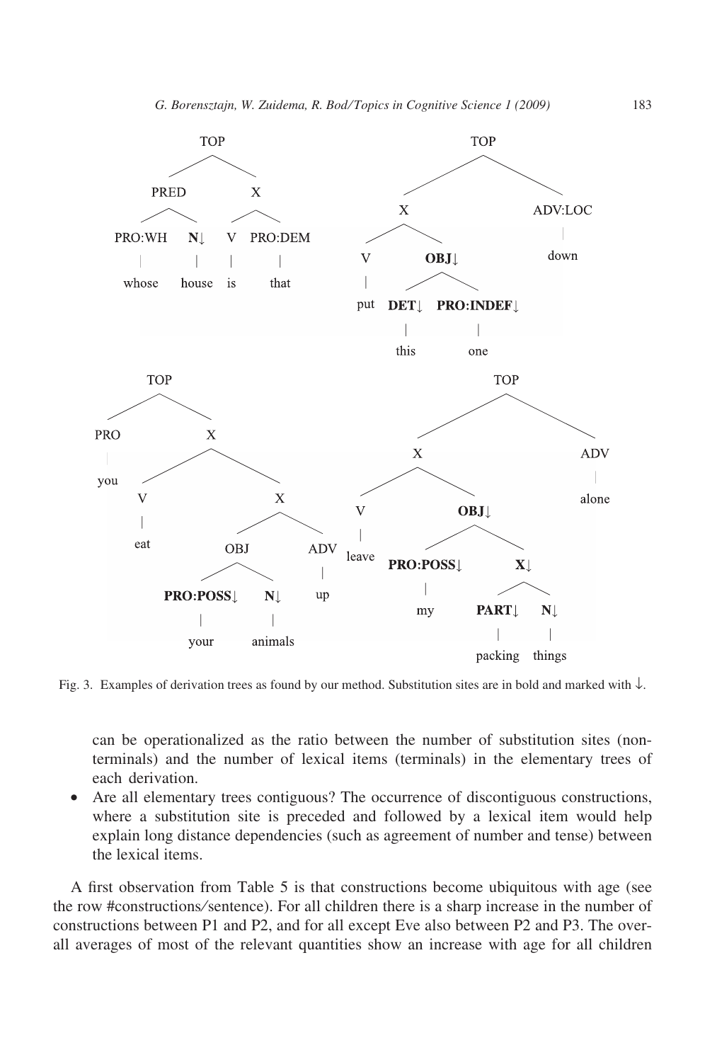Fig. 3. Examples of derivation trees as found by our method. Substitution sites are in bold and marked with ↓.

can be operationalized as the ratio between the number of substitution sites (nonterminals) and the number of lexical items (terminals) in the elementary trees of each derivation.

- Are all elementary trees contiguous? The occurrence of discontiguous constructions, where a substitution site is preceded and followed by a lexical item would help explain long distance dependencies (such as agreement of number and tense) between the lexical items.

A first observation from Table 5 is that constructions become ubiquitous with age (see the row #constructions/sentence). For all children there is a sharp increase in the number of constructions between P1 and P2, and for all except Eve also between P2 and P3. The overall averages of most of the relevant quantities show an increase with age for all children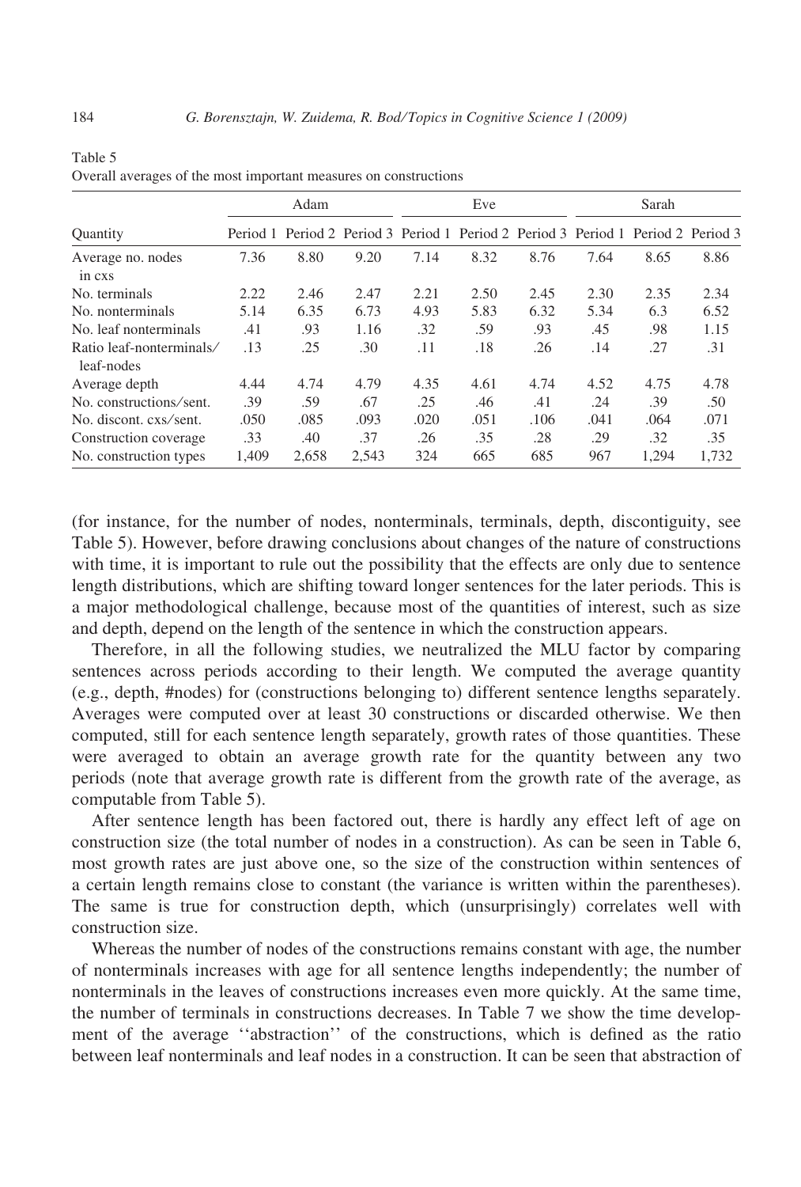Table 5
Overall averages of the most important measures on constructions

| Quantity | Adam | | | Eve | | | Sarah | | |
|---|---|---|---|---|---|---|---|---|---|
| | Period 1 | Period 2 | Period 3 | Period 1 | Period 2 | Period 3 | Period 1 | Period 2 | Period 3 |
| Average no. nodes in cxs | 7.36 | 8.80 | 9.20 | 7.14 | 8.32 | 8.76 | 7.64 | 8.65 | 8.86 |
| No. terminals | 2.22 | 2.46 | 2.47 | 2.21 | 2.50 | 2.45 | 2.30 | 2.35 | 2.34 |
| No. nonterminals | 5.14 | 6.35 | 6.73 | 4.93 | 5.83 | 6.32 | 5.34 | 6.3 | 6.52 |
| No. leaf nonterminals | .41 | .93 | 1.16 | .32 | .59 | .93 | .45 | .98 | 1.15 |
| Ratio leaf-nonterminals/ leaf-nodes | .13 | .25 | .30 | .11 | .18 | .26 | .14 | .27 | .31 |
| Average depth | 4.44 | 4.74 | 4.79 | 4.35 | 4.61 | 4.74 | 4.52 | 4.75 | 4.78 |
| No. constructions/sent. | .39 | .59 | .67 | .25 | .46 | .41 | .24 | .39 | .50 |
| No. discont. cxs/sent. | .050 | .085 | .093 | .020 | .051 | .106 | .041 | .064 | .071 |
| Construction coverage | .33 | .40 | .37 | .26 | .35 | .28 | .29 | .32 | .35 |
| No. construction types | 1,409 | 2,658 | 2,543 | 324 | 665 | 685 | 967 | 1,294 | 1,732 |

(for instance, for the number of nodes, nonterminals, terminals, depth, discontiguity, see Table 5). However, before drawing conclusions about changes of the nature of constructions with time, it is important to rule out the possibility that the effects are only due to sentence length distributions, which are shifting toward longer sentences for the later periods. This is a major methodological challenge, because most of the quantities of interest, such as size and depth, depend on the length of the sentence in which the construction appears.

Therefore, in all the following studies, we neutralized the MLU factor by comparing sentences across periods according to their length. We computed the average quantity (e.g., depth, #nodes) for (constructions belonging to) different sentence lengths separately. Averages were computed over at least 30 constructions or discarded otherwise. We then computed, still for each sentence length separately, growth rates of those quantities. These were averaged to obtain an average growth rate for the quantity between any two periods (note that average growth rate is different from the growth rate of the average, as computable from Table 5).

After sentence length has been factored out, there is hardly any effect left of age on construction size (the total number of nodes in a construction). As can be seen in Table 6, most growth rates are just above one, so the size of the construction within sentences of a certain length remains close to constant (the variance is written within the parentheses). The same is true for construction depth, which (unsurprisingly) correlates well with construction size.

Whereas the number of nodes of the constructions remains constant with age, the number of nonterminals increases with age for all sentence lengths independently; the number of nonterminals in the leaves of constructions increases even more quickly. At the same time, the number of terminals in constructions decreases. In Table 7 we show the time development of the average ''abstraction'' of the constructions, which is defined as the ratio between leaf nonterminals and leaf nodes in a construction. It can be seen that abstraction of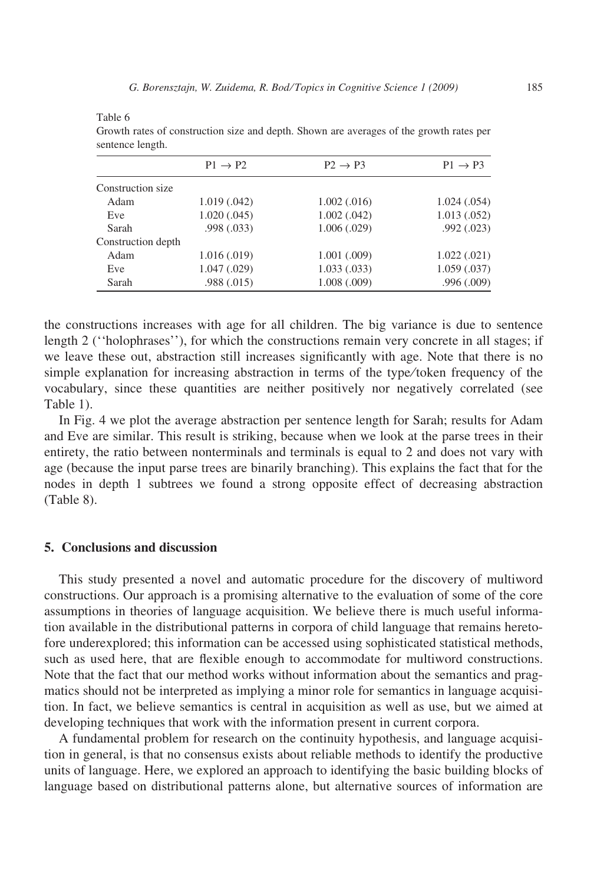Table 6
Growth rates of construction size and depth. Shown are averages of the growth rates per sentence length.

| | P1 → P2 | P2 → P3 | P1 → P3 |
|---|---|---|---|
| Construction size | | | |
| Adam | 1.019 (.042) | 1.002 (.016) | 1.024 (.054) |
| Eve | 1.020 (.045) | 1.002 (.042) | 1.013 (.052) |
| Sarah | .998 (.033) | 1.006 (.029) | .992 (.023) |
| Construction depth | | | |
| Adam | 1.016 (.019) | 1.001 (.009) | 1.022 (.021) |
| Eve | 1.047 (.029) | 1.033 (.033) | 1.059 (.037) |
| Sarah | .988 (.015) | 1.008 (.009) | .996 (.009) |

the constructions increases with age for all children. The big variance is due to sentence length 2 (''holophrases''), for which the constructions remain very concrete in all stages; if we leave these out, abstraction still increases significantly with age. Note that there is no simple explanation for increasing abstraction in terms of the type/token frequency of the vocabulary, since these quantities are neither positively nor negatively correlated (see Table 1).

In Fig. 4 we plot the average abstraction per sentence length for Sarah; results for Adam and Eve are similar. This result is striking, because when we look at the parse trees in their entirety, the ratio between nonterminals and terminals is equal to 2 and does not vary with age (because the input parse trees are binarily branching). This explains the fact that for the nodes in depth 1 subtrees we found a strong opposite effect of decreasing abstraction (Table 8).

## 5. Conclusions and discussion

This study presented a novel and automatic procedure for the discovery of multiword constructions. Our approach is a promising alternative to the evaluation of some of the core assumptions in theories of language acquisition. We believe there is much useful information available in the distributional patterns in corpora of child language that remains heretofore underexplored; this information can be accessed using sophisticated statistical methods, such as used here, that are flexible enough to accommodate for multiword constructions. Note that the fact that our method works without information about the semantics and pragmatics should not be interpreted as implying a minor role for semantics in language acquisition. In fact, we believe semantics is central in acquisition as well as use, but we aimed at developing techniques that work with the information present in current corpora.

A fundamental problem for research on the continuity hypothesis, and language acquisition in general, is that no consensus exists about reliable methods to identify the productive units of language. Here, we explored an approach to identifying the basic building blocks of language based on distributional patterns alone, but alternative sources of information are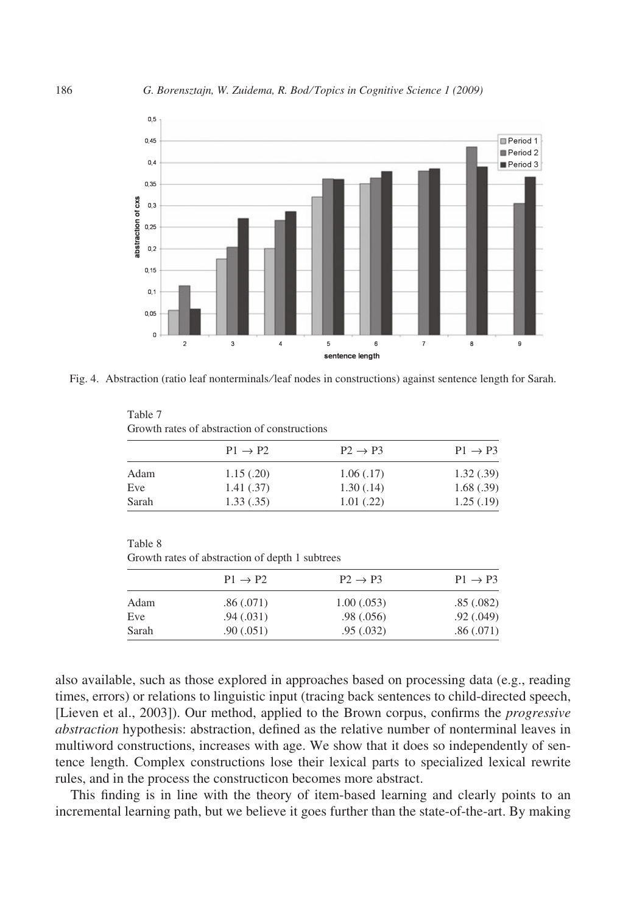Fig. 4. Abstraction (ratio leaf nonterminals/leaf nodes in constructions) against sentence length for Sarah.

Table 7
Growth rates of abstraction of constructions

| | P1 → P2 | P2 → P3 | P1 → P3 |
|---|---|---|---|
| Adam | 1.15 (.20) | 1.06 (.17) | 1.32 (.39) |
| Eve | 1.41 (.37) | 1.30 (.14) | 1.68 (.39) |
| Sarah | 1.33 (.35) | 1.01 (.22) | 1.25 (.19) |

Table 8
Growth rates of abstraction of depth 1 subtrees

| | P1 → P2 | P2 → P3 | P1 → P3 |
|---|---|---|---|
| Adam | .86 (.071) | 1.00 (.053) | .85 (.082) |
| Eve | .94 (.031) | .98 (.056) | .92 (.049) |
| Sarah | .90 (.051) | .95 (.032) | .86 (.071) |

also available, such as those explored in approaches based on processing data (e.g., reading times, errors) or relations to linguistic input (tracing back sentences to child-directed speech, [Lieven et al., 2003]). Our method, applied to the Brown corpus, confirms the *progressive abstraction* hypothesis: abstraction, defined as the relative number of nonterminal leaves in multiword constructions, increases with age. We show that it does so independently of sentence length. Complex constructions lose their lexical parts to specialized lexical rewrite rules, and in the process the constructicon becomes more abstract.

This finding is in line with the theory of item-based learning and clearly points to an incremental learning path, but we believe it goes further than the state-of-the-art. By making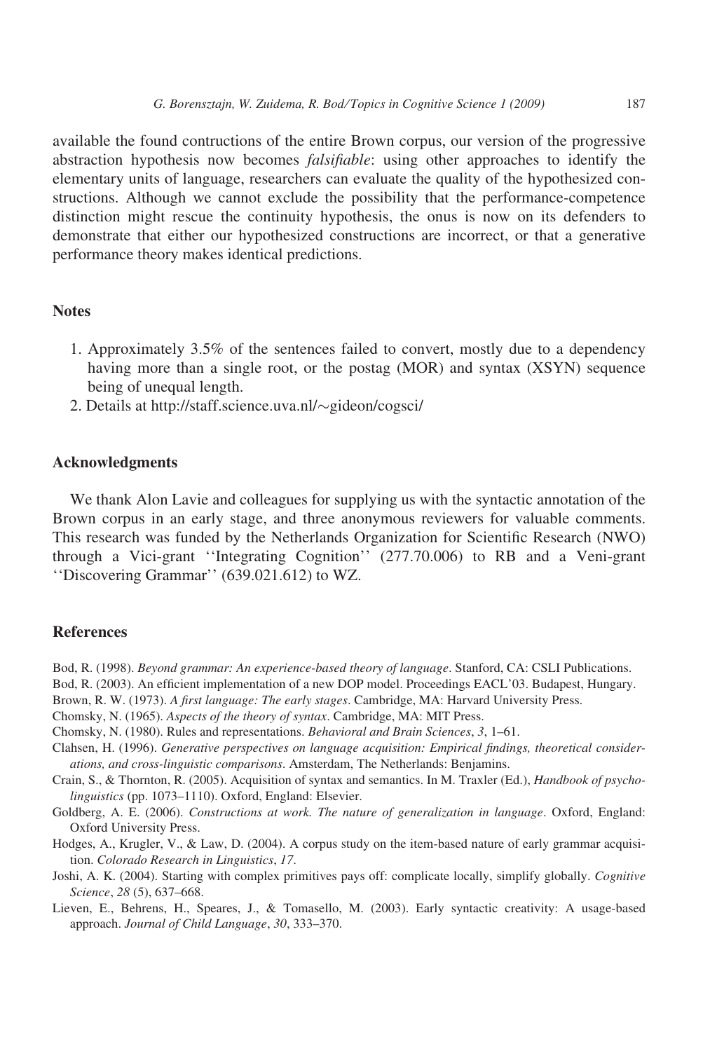available the found contructions of the entire Brown corpus, our version of the progressive abstraction hypothesis now becomes *falsifiable*: using other approaches to identify the elementary units of language, researchers can evaluate the quality of the hypothesized constructions. Although we cannot exclude the possibility that the performance-competence distinction might rescue the continuity hypothesis, the onus is now on its defenders to demonstrate that either our hypothesized constructions are incorrect, or that a generative performance theory makes identical predictions.

## Notes

1. Approximately 3.5% of the sentences failed to convert, mostly due to a dependency having more than a single root, or the postag (MOR) and syntax (XSYN) sequence being of unequal length.
2. Details at http://staff.science.uva.nl/~gideon/cogsci/

## Acknowledgments

We thank Alon Lavie and colleagues for supplying us with the syntactic annotation of the Brown corpus in an early stage, and three anonymous reviewers for valuable comments. This research was funded by the Netherlands Organization for Scientific Research (NWO) through a Vici-grant ''Integrating Cognition'' (277.70.006) to RB and a Veni-grant ''Discovering Grammar'' (639.021.612) to WZ.

## References

Bod, R. (1998). *Beyond grammar: An experience-based theory of language*. Stanford, CA: CSLI Publications.

Bod, R. (2003). An efficient implementation of a new DOP model. Proceedings EACL'03. Budapest, Hungary.

Brown, R. W. (1973). *A first language: The early stages*. Cambridge, MA: Harvard University Press.

Chomsky, N. (1965). *Aspects of the theory of syntax*. Cambridge, MA: MIT Press.

Chomsky, N. (1980). Rules and representations. *Behavioral and Brain Sciences*, *3*, 1–61.

Clahsen, H. (1996). *Generative perspectives on language acquisition: Empirical findings, theoretical considerations, and cross-linguistic comparisons*. Amsterdam, The Netherlands: Benjamins.

Crain, S., & Thornton, R. (2005). Acquisition of syntax and semantics. In M. Traxler (Ed.), *Handbook of psycholinguistics* (pp. 1073–1110). Oxford, England: Elsevier.

Goldberg, A. E. (2006). *Constructions at work. The nature of generalization in language*. Oxford, England: Oxford University Press.

Hodges, A., Krugler, V., & Law, D. (2004). A corpus study on the item-based nature of early grammar acquisition. *Colorado Research in Linguistics*, *17*.

Joshi, A. K. (2004). Starting with complex primitives pays off: complicate locally, simplify globally. *Cognitive Science*, *28* (5), 637–668.

Lieven, E., Behrens, H., Speares, J., & Tomasello, M. (2003). Early syntactic creativity: A usage-based approach. *Journal of Child Language*, *30*, 333–370.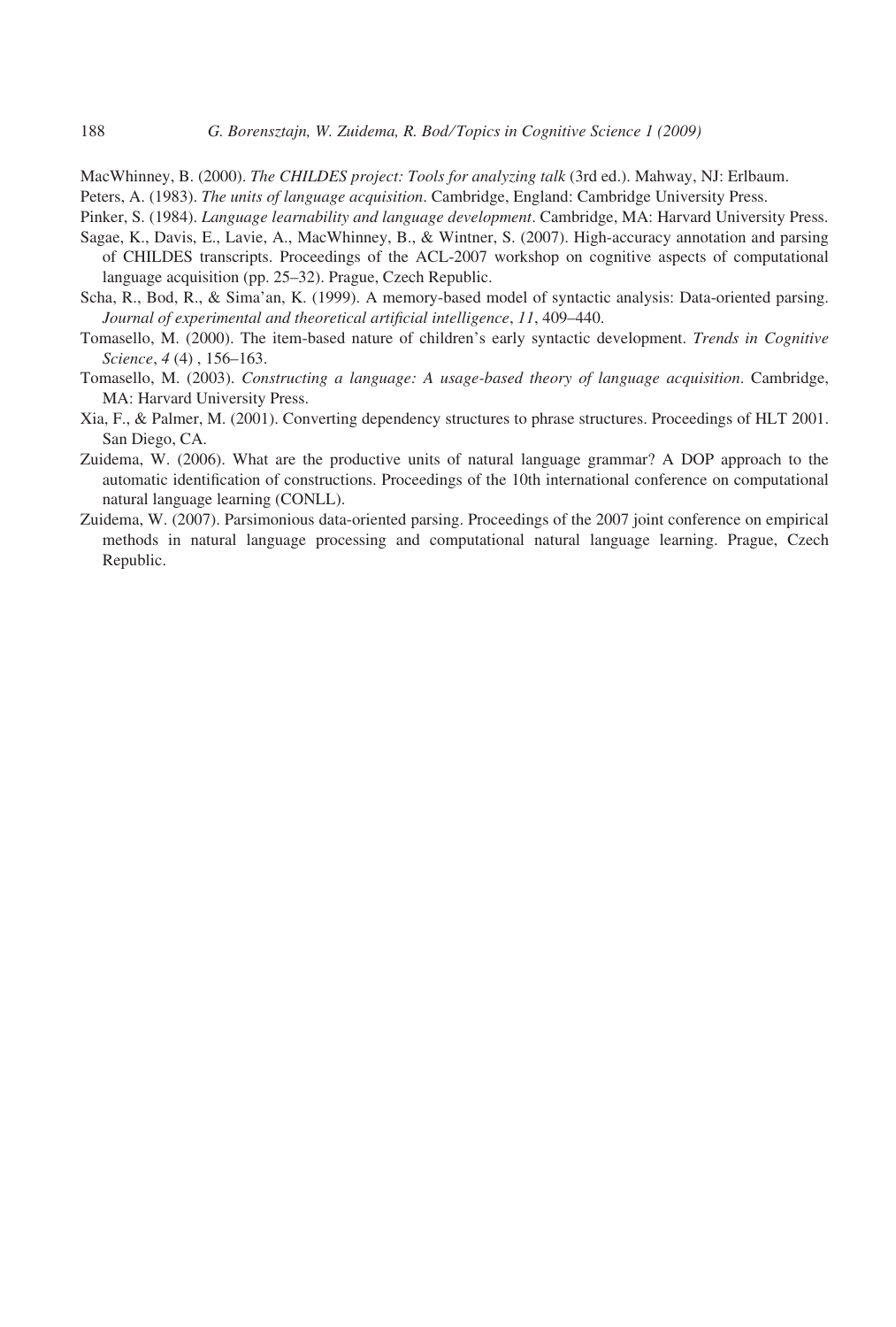MacWhinney, B. (2000). *The CHILDES project: Tools for analyzing talk* (3rd ed.). Mahway, NJ: Erlbaum.

Peters, A. (1983). *The units of language acquisition*. Cambridge, England: Cambridge University Press.

Pinker, S. (1984). *Language learnability and language development*. Cambridge, MA: Harvard University Press.

Sagae, K., Davis, E., Lavie, A., MacWhinney, B., & Wintner, S. (2007). High-accuracy annotation and parsing of CHILDES transcripts. Proceedings of the ACL-2007 workshop on cognitive aspects of computational language acquisition (pp. 25–32). Prague, Czech Republic.

Scha, R., Bod, R., & Sima'an, K. (1999). A memory-based model of syntactic analysis: Data-oriented parsing. *Journal of experimental and theoretical artificial intelligence*, *11*, 409–440.

Tomasello, M. (2000). The item-based nature of children's early syntactic development. *Trends in Cognitive Science*, *4* (4) , 156–163.

Tomasello, M. (2003). *Constructing a language: A usage-based theory of language acquisition*. Cambridge, MA: Harvard University Press.

Xia, F., & Palmer, M. (2001). Converting dependency structures to phrase structures. Proceedings of HLT 2001. San Diego, CA.

Zuidema, W. (2006). What are the productive units of natural language grammar? A DOP approach to the automatic identification of constructions. Proceedings of the 10th international conference on computational natural language learning (CONLL).

Zuidema, W. (2007). Parsimonious data-oriented parsing. Proceedings of the 2007 joint conference on empirical methods in natural language processing and computational natural language learning. Prague, Czech Republic.